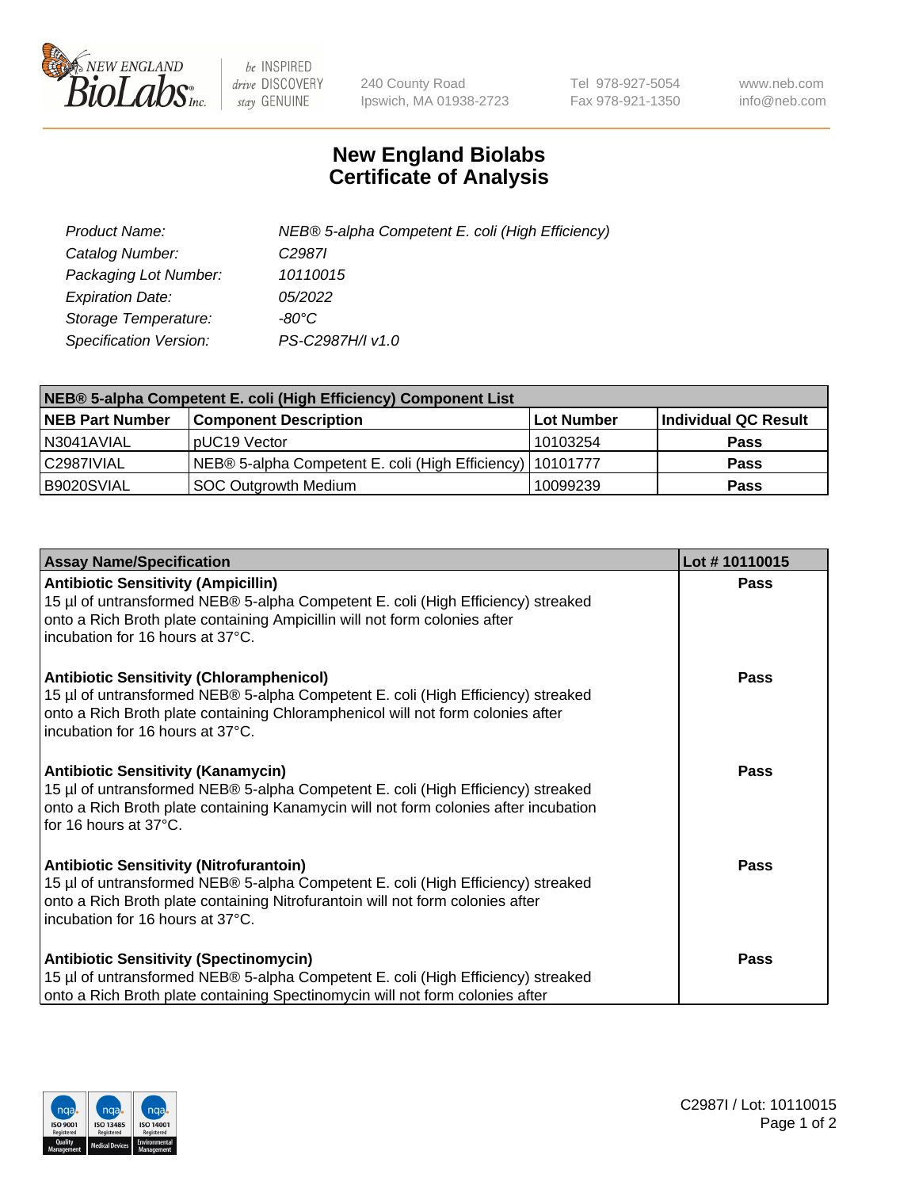# New England Biolabs Certificate of Analysis

| | |
|---|---|
| *Product Name:* | *NEB® 5-alpha Competent E. coli (High Efficiency)* |
| *Catalog Number:* | *C2987I* |
| *Packaging Lot Number:* | *10110015* |
| *Expiration Date:* | *05/2022* |
| *Storage Temperature:* | *-80°C* |
| *Specification Version:* | *PS-C2987H/I v1.0* |

| NEB® 5-alpha Competent E. coli (High Efficiency) Component List | | | |
|---|---|---|---|
| **NEB Part Number** | **Component Description** | **Lot Number** | **Individual QC Result** |
| N3041AVIAL | pUC19 Vector | 10103254 | **Pass** |
| C2987IVIAL | NEB® 5-alpha Competent E. coli (High Efficiency) | 10101777 | **Pass** |
| B9020SVIAL | SOC Outgrowth Medium | 10099239 | **Pass** |

| Assay Name/Specification | Lot # 10110015 |
|---|---|
| **Antibiotic Sensitivity (Ampicillin)**<br>15 µl of untransformed NEB® 5-alpha Competent E. coli (High Efficiency) streaked onto a Rich Broth plate containing Ampicillin will not form colonies after incubation for 16 hours at 37°C. | **Pass** |
| **Antibiotic Sensitivity (Chloramphenicol)**<br>15 µl of untransformed NEB® 5-alpha Competent E. coli (High Efficiency) streaked onto a Rich Broth plate containing Chloramphenicol will not form colonies after incubation for 16 hours at 37°C. | **Pass** |
| **Antibiotic Sensitivity (Kanamycin)**<br>15 µl of untransformed NEB® 5-alpha Competent E. coli (High Efficiency) streaked onto a Rich Broth plate containing Kanamycin will not form colonies after incubation for 16 hours at 37°C. | **Pass** |
| **Antibiotic Sensitivity (Nitrofurantoin)**<br>15 µl of untransformed NEB® 5-alpha Competent E. coli (High Efficiency) streaked onto a Rich Broth plate containing Nitrofurantoin will not form colonies after incubation for 16 hours at 37°C. | **Pass** |
| **Antibiotic Sensitivity (Spectinomycin)**<br>15 µl of untransformed NEB® 5-alpha Competent E. coli (High Efficiency) streaked onto a Rich Broth plate containing Spectinomycin will not form colonies after | **Pass** |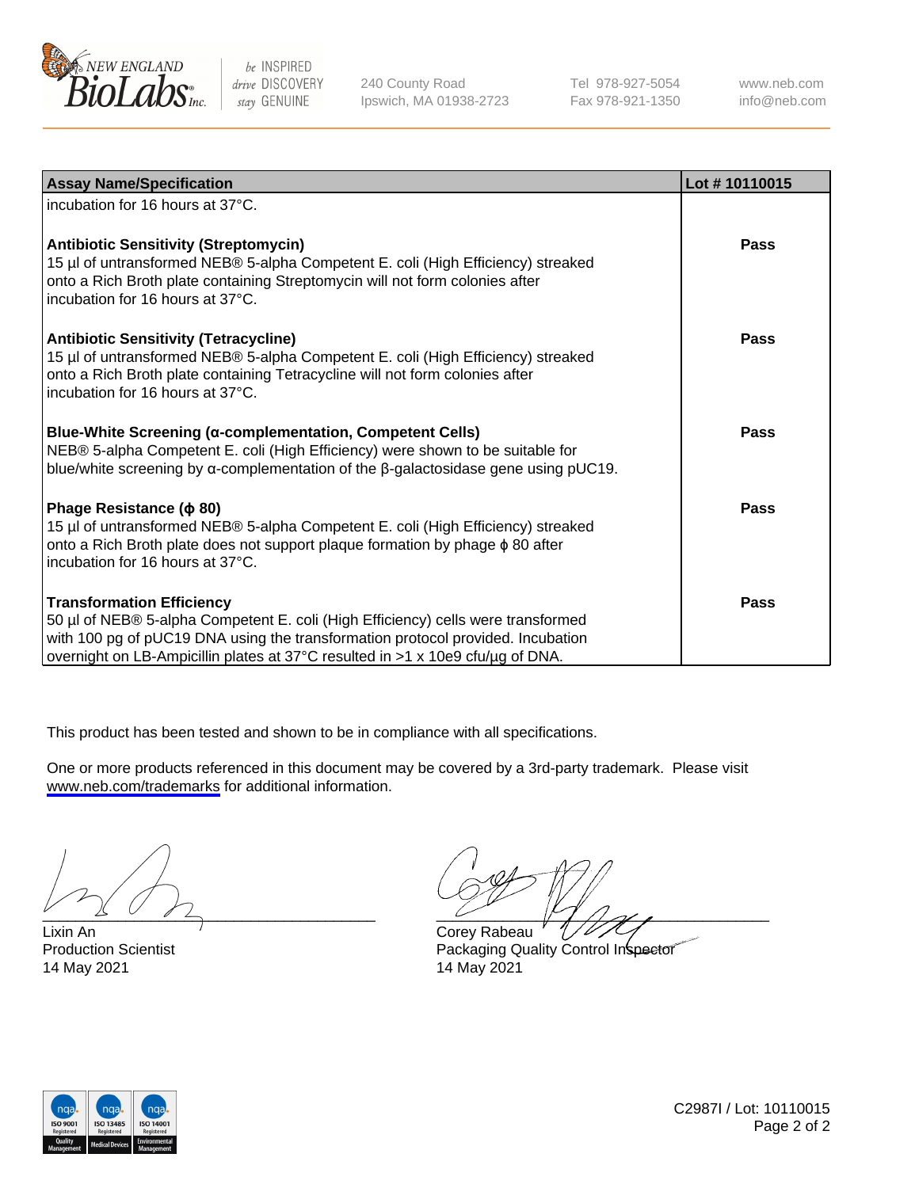| Assay Name/Specification | Lot # 10110015 |
|---|---|
| incubation for 16 hours at 37°C. | |
| **Antibiotic Sensitivity (Streptomycin)**<br>15 µl of untransformed NEB® 5-alpha Competent E. coli (High Efficiency) streaked onto a Rich Broth plate containing Streptomycin will not form colonies after incubation for 16 hours at 37°C. | Pass |
| **Antibiotic Sensitivity (Tetracycline)**<br>15 µl of untransformed NEB® 5-alpha Competent E. coli (High Efficiency) streaked onto a Rich Broth plate containing Tetracycline will not form colonies after incubation for 16 hours at 37°C. | Pass |
| **Blue-White Screening (α-complementation, Competent Cells)**<br>NEB® 5-alpha Competent E. coli (High Efficiency) were shown to be suitable for blue/white screening by α-complementation of the β-galactosidase gene using pUC19. | Pass |
| **Phage Resistance (ϕ 80)**<br>15 µl of untransformed NEB® 5-alpha Competent E. coli (High Efficiency) streaked onto a Rich Broth plate does not support plaque formation by phage ϕ 80 after incubation for 16 hours at 37°C. | Pass |
| **Transformation Efficiency**<br>50 µl of NEB® 5-alpha Competent E. coli (High Efficiency) cells were transformed with 100 pg of pUC19 DNA using the transformation protocol provided. Incubation overnight on LB-Ampicillin plates at 37°C resulted in >1 x 10e9 cfu/µg of DNA. | Pass |

This product has been tested and shown to be in compliance with all specifications.

One or more products referenced in this document may be covered by a 3rd-party trademark. Please visit www.neb.com/trademarks for additional information.

Lixin An
Production Scientist
14 May 2021

Corey Rabeau
Packaging Quality Control Inspector
14 May 2021

C2987I / Lot: 10110015